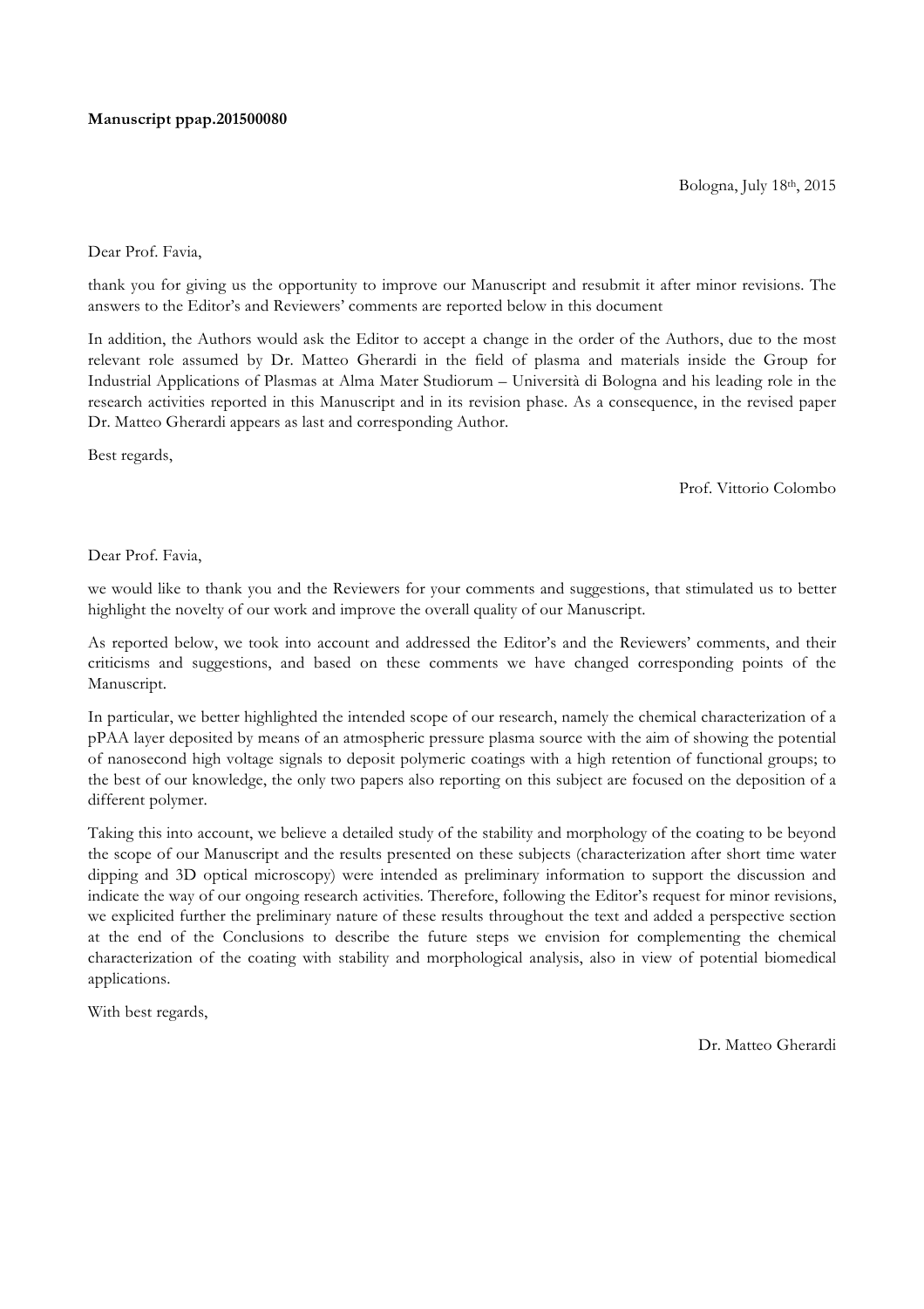**Manuscript ppap.201500080**

Bologna, July 18th, 2015

Dear Prof. Favia,

thank you for giving us the opportunity to improve our Manuscript and resubmit it after minor revisions. The answers to the Editor's and Reviewers' comments are reported below in this document

In addition, the Authors would ask the Editor to accept a change in the order of the Authors, due to the most relevant role assumed by Dr. Matteo Gherardi in the field of plasma and materials inside the Group for Industrial Applications of Plasmas at Alma Mater Studiorum – Università di Bologna and his leading role in the research activities reported in this Manuscript and in its revision phase. As a consequence, in the revised paper Dr. Matteo Gherardi appears as last and corresponding Author.

Best regards,

Prof. Vittorio Colombo

Dear Prof. Favia,

we would like to thank you and the Reviewers for your comments and suggestions, that stimulated us to better highlight the novelty of our work and improve the overall quality of our Manuscript.

As reported below, we took into account and addressed the Editor's and the Reviewers' comments, and their criticisms and suggestions, and based on these comments we have changed corresponding points of the Manuscript.

In particular, we better highlighted the intended scope of our research, namely the chemical characterization of a pPAA layer deposited by means of an atmospheric pressure plasma source with the aim of showing the potential of nanosecond high voltage signals to deposit polymeric coatings with a high retention of functional groups; to the best of our knowledge, the only two papers also reporting on this subject are focused on the deposition of a different polymer.

Taking this into account, we believe a detailed study of the stability and morphology of the coating to be beyond the scope of our Manuscript and the results presented on these subjects (characterization after short time water dipping and 3D optical microscopy) were intended as preliminary information to support the discussion and indicate the way of our ongoing research activities. Therefore, following the Editor's request for minor revisions, we explicited further the preliminary nature of these results throughout the text and added a perspective section at the end of the Conclusions to describe the future steps we envision for complementing the chemical characterization of the coating with stability and morphological analysis, also in view of potential biomedical applications.

With best regards,

Dr. Matteo Gherardi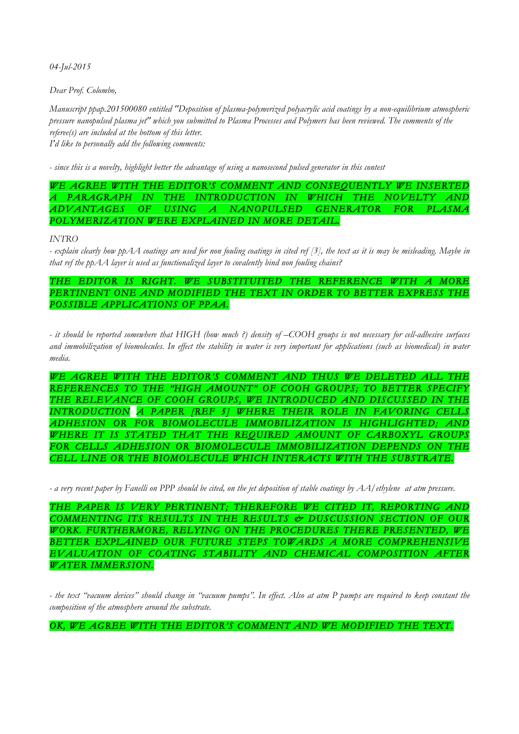*04-Jul-2015*

*Dear Prof. Colombo,*

*Manuscript ppap.201500080 entitled "Deposition of plasma-polymerized polyacrylic acid coatings by a non-equilibrium atmospheric pressure nanopulsed plasma jet" which you submitted to Plasma Processes and Polymers has been reviewed. The comments of the referee(s) are included at the bottom of this letter.*
*I'd like to personally add the following comments:*

*- since this is a novelty, highlight better the advantage of using a nanosecond pulsed generator in this contest*

*WE AGREE WITH THE EDITOR'S COMMENT AND CONSEQUENTLY WE INSERTED A PARAGRAPH IN THE INTRODUCTION IN WHICH THE NOVELTY AND ADVANTAGES OF USING A NANOPULSED GENERATOR FOR PLASMA POLYMERIZATION WERE EXPLAINED IN MORE DETAIL.*

*INTRO*

*- explain clearly how ppAA coatings are used for non fouling coatings in cited ref [3], the text as it is may be misleading. Maybe in that ref the ppAA layer is used as functionalized layer to covalently bind non fouling chains?*

*THE EDITOR IS RIGHT. WE SUBSTITUITED THE REFERENCE WITH A MORE PERTINENT ONE AND MODIFIED THE TEXT IN ORDER TO BETTER EXPRESS THE POSSIBLE APPLICATIONS OF PPAA.*

*- it should be reported somewhere that HIGH (how much ?) density of –COOH groups is not necessary for cell-adhesive surfaces and immobilization of biomolecules. In effect the stability in water is very important for applications (such as biomedical) in water media.*

*WE AGREE WITH THE EDITOR'S COMMENT AND THUS WE DELETED ALL THE REFERENCES TO THE "HIGH AMOUNT" OF COOH GROUPS; TO BETTER SPECIFY THE RELEVANCE OF COOH GROUPS, WE INTRODUCED AND DISCUSSED IN THE INTRODUCTION A PAPER [REF 5] WHERE THEIR ROLE IN FAVORING CELLS ADHESION OR FOR BIOMOLECULE IMMOBILIZATION IS HIGHLIGHTED; AND WHERE IT IS STATED THAT THE REQUIRED AMOUNT OF CARBOXYL GROUPS FOR CELLS ADHESION OR BIOMOLECULE IMMOBILIZATION DEPENDS ON THE CELL LINE OR THE BIOMOLECULE WHICH INTERACTS WITH THE SUBSTRATE.*

*- a very recent paper by Fanelli on PPP should be cited, on the jet deposition of stable coatings by AA/ethylene at atm pressure.*

*THE PAPER IS VERY PERTINENT; THEREFORE WE CITED IT, REPORTING AND COMMENTING ITS RESULTS IN THE RESULTS & DUSCUSSION SECTION OF OUR WORK. FURTHERMORE, RELYING ON THE PROCEDURES THERE PRESENTED, WE BETTER EXPLAINED OUR FUTURE STEPS TOWARDS A MORE COMPREHENSIVE EVALUATION OF COATING STABILITY AND CHEMICAL COMPOSITION AFTER WATER IMMERSION.*

*- the text "vacuum devices" should change in "vacuum pumps". In effect. Also at atm P pumps are required to keep constant the composition of the atmosphere around the substrate.*

*OK, WE AGREE WITH THE EDITOR'S COMMENT AND WE MODIFIED THE TEXT.*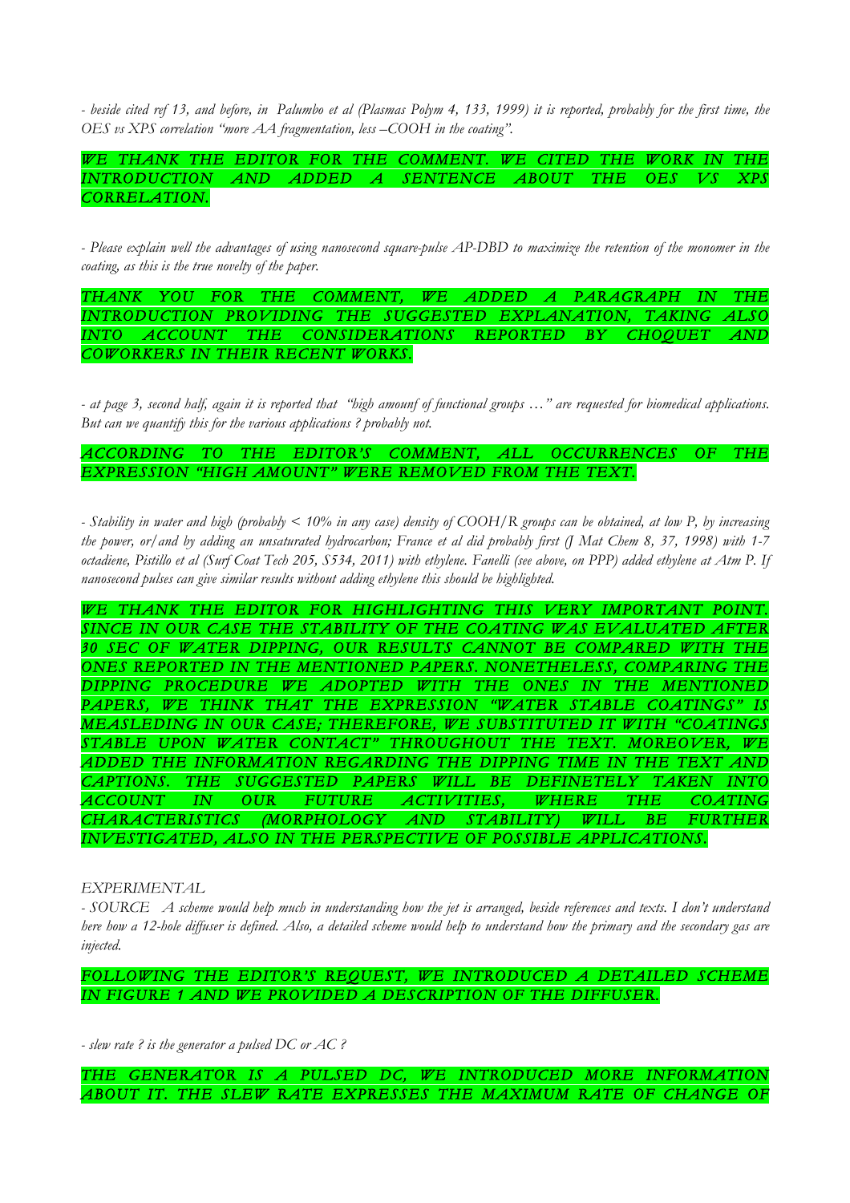*- beside cited ref 13, and before, in Palumbo et al (Plasmas Polym 4, 133, 1999) it is reported, probably for the first time, the OES vs XPS correlation "more AA fragmentation, less –COOH in the coating".*

WE THANK THE EDITOR FOR THE COMMENT. WE CITED THE WORK IN THE INTRODUCTION AND ADDED A SENTENCE ABOUT THE OES VS XPS CORRELATION.

*- Please explain well the advantages of using nanosecond square-pulse AP-DBD to maximize the retention of the monomer in the coating, as this is the true novelty of the paper.*

THANK YOU FOR THE COMMENT, WE ADDED A PARAGRAPH IN THE INTRODUCTION PROVIDING THE SUGGESTED EXPLANATION, TAKING ALSO INTO ACCOUNT THE CONSIDERATIONS REPORTED BY CHOQUET AND COWORKERS IN THEIR RECENT WORKS.

*- at page 3, second half, again it is reported that "high amounf of functional groups …" are requested for biomedical applications. But can we quantify this for the various applications ? probably not.*

ACCORDING TO THE EDITOR'S COMMENT, ALL OCCURRENCES OF THE EXPRESSION "HIGH AMOUNT" WERE REMOVED FROM THE TEXT.

*- Stability in water and high (probably < 10% in any case) density of COOH/R groups can be obtained, at low P, by increasing the power, or/and by adding an unsaturated hydrocarbon; France et al did probably first (J Mat Chem 8, 37, 1998) with 1-7 octadiene, Pistillo et al (Surf Coat Tech 205, S534, 2011) with ethylene. Fanelli (see above, on PPP) added ethylene at Atm P. If nanosecond pulses can give similar results without adding ethylene this should be highlighted.*

WE THANK THE EDITOR FOR HIGHLIGHTING THIS VERY IMPORTANT POINT. SINCE IN OUR CASE THE STABILITY OF THE COATING WAS EVALUATED AFTER 30 SEC OF WATER DIPPING, OUR RESULTS CANNOT BE COMPARED WITH THE ONES REPORTED IN THE MENTIONED PAPERS. NONETHELESS, COMPARING THE DIPPING PROCEDURE WE ADOPTED WITH THE ONES IN THE MENTIONED PAPERS, WE THINK THAT THE EXPRESSION "WATER STABLE COATINGS" IS MEASLEDING IN OUR CASE; THEREFORE, WE SUBSTITUTED IT WITH "COATINGS STABLE UPON WATER CONTACT" THROUGHOUT THE TEXT. MOREOVER, WE ADDED THE INFORMATION REGARDING THE DIPPING TIME IN THE TEXT AND CAPTIONS. THE SUGGESTED PAPERS WILL BE DEFINETELY TAKEN INTO ACCOUNT IN OUR FUTURE ACTIVITIES, WHERE THE COATING CHARACTERISTICS (MORPHOLOGY AND STABILITY) WILL BE FURTHER INVESTIGATED, ALSO IN THE PERSPECTIVE OF POSSIBLE APPLICATIONS.

*EXPERIMENTAL*

*- SOURCE A scheme would help much in understanding how the jet is arranged, beside references and texts. I don't understand here how a 12-hole diffuser is defined. Also, a detailed scheme would help to understand how the primary and the secondary gas are injected.*

FOLLOWING THE EDITOR'S REQUEST, WE INTRODUCED A DETAILED SCHEME IN FIGURE 1 AND WE PROVIDED A DESCRIPTION OF THE DIFFUSER.

*- slew rate ? is the generator a pulsed DC or AC ?*

THE GENERATOR IS A PULSED DC, WE INTRODUCED MORE INFORMATION ABOUT IT. THE SLEW RATE EXPRESSES THE MAXIMUM RATE OF CHANGE OF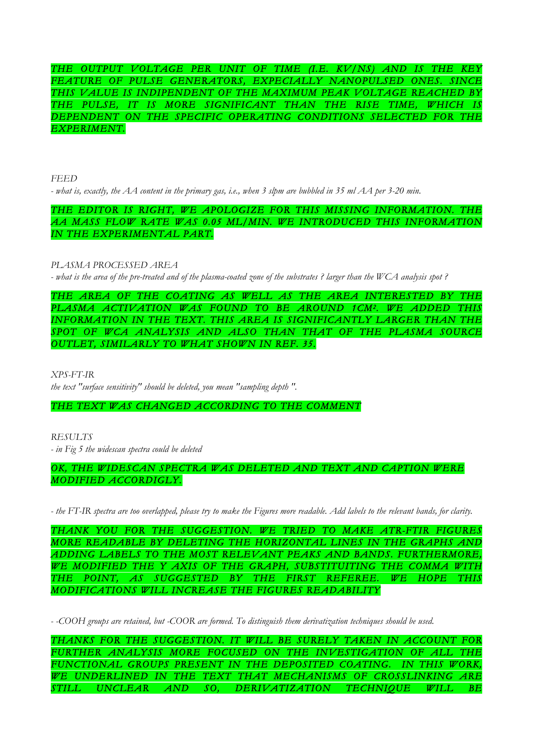THE OUTPUT VOLTAGE PER UNIT OF TIME (I.E. KV/NS) AND IS THE KEY FEATURE OF PULSE GENERATORS, EXPECIALLY NANOPULSED ONES. SINCE THIS VALUE IS INDIPENDENT OF THE MAXIMUM PEAK VOLTAGE REACHED BY THE PULSE, IT IS MORE SIGNIFICANT THAN THE RISE TIME, WHICH IS DEPENDENT ON THE SPECIFIC OPERATING CONDITIONS SELECTED FOR THE EXPERIMENT.

*FEED*

*- what is, exactly, the AA content in the primary gas, i.e., when 3 slpm are bubbled in 35 ml AA per 3-20 min.*

THE EDITOR IS RIGHT, WE APOLOGIZE FOR THIS MISSING INFORMATION. THE AA MASS FLOW RATE WAS 0.05 ML/MIN. WE INTRODUCED THIS INFORMATION IN THE EXPERIMENTAL PART.

*PLASMA PROCESSED AREA*

*- what is the area of the pre-treated and of the plasma-coated zone of the substrates ? larger than the WCA analysis spot ?*

THE AREA OF THE COATING AS WELL AS THE AREA INTERESTED BY THE PLASMA ACTIVATION WAS FOUND TO BE AROUND 1CM². WE ADDED THIS INFORMATION IN THE TEXT. THIS AREA IS SIGNIFICANTLY LARGER THAN THE SPOT OF WCA ANALYSIS AND ALSO THAN THAT OF THE PLASMA SOURCE OUTLET, SIMILARLY TO WHAT SHOWN IN REF. 35.

*XPS-FT-IR*

*the text "surface sensitivity" should be deleted, you mean "sampling depth ".*

THE TEXT WAS CHANGED ACCORDING TO THE COMMENT

*RESULTS*

*- in Fig 5 the widescan spectra could be deleted*

OK, THE WIDESCAN SPECTRA WAS DELETED AND TEXT AND CAPTION WERE MODIFIED ACCORDIGLY.

*- the FT-IR spectra are too overlapped, please try to make the Figures more readable. Add labels to the relevant bands, for clarity.*

THANK YOU FOR THE SUGGESTION. WE TRIED TO MAKE ATR-FTIR FIGURES MORE READABLE BY DELETING THE HORIZONTAL LINES IN THE GRAPHS AND ADDING LABELS TO THE MOST RELEVANT PEAKS AND BANDS. FURTHERMORE, WE MODIFIED THE Y AXIS OF THE GRAPH, SUBSTITUITING THE COMMA WITH THE POINT, AS SUGGESTED BY THE FIRST REFEREE. WE HOPE THIS MODIFICATIONS WILL INCREASE THE FIGURES READABILITY

*- -COOH groups are retained, but -COOR are formed. To distinguish them derivatization techniques should be used.*

THANKS FOR THE SUGGESTION. IT WILL BE SURELY TAKEN IN ACCOUNT FOR FURTHER ANALYSIS MORE FOCUSED ON THE INVESTIGATION OF ALL THE FUNCTIONAL GROUPS PRESENT IN THE DEPOSITED COATING. IN THIS WORK, WE UNDERLINED IN THE TEXT THAT MECHANISMS OF CROSSLINKING ARE STILL UNCLEAR AND SO, DERIVATIZATION TECHNIQUE WILL BE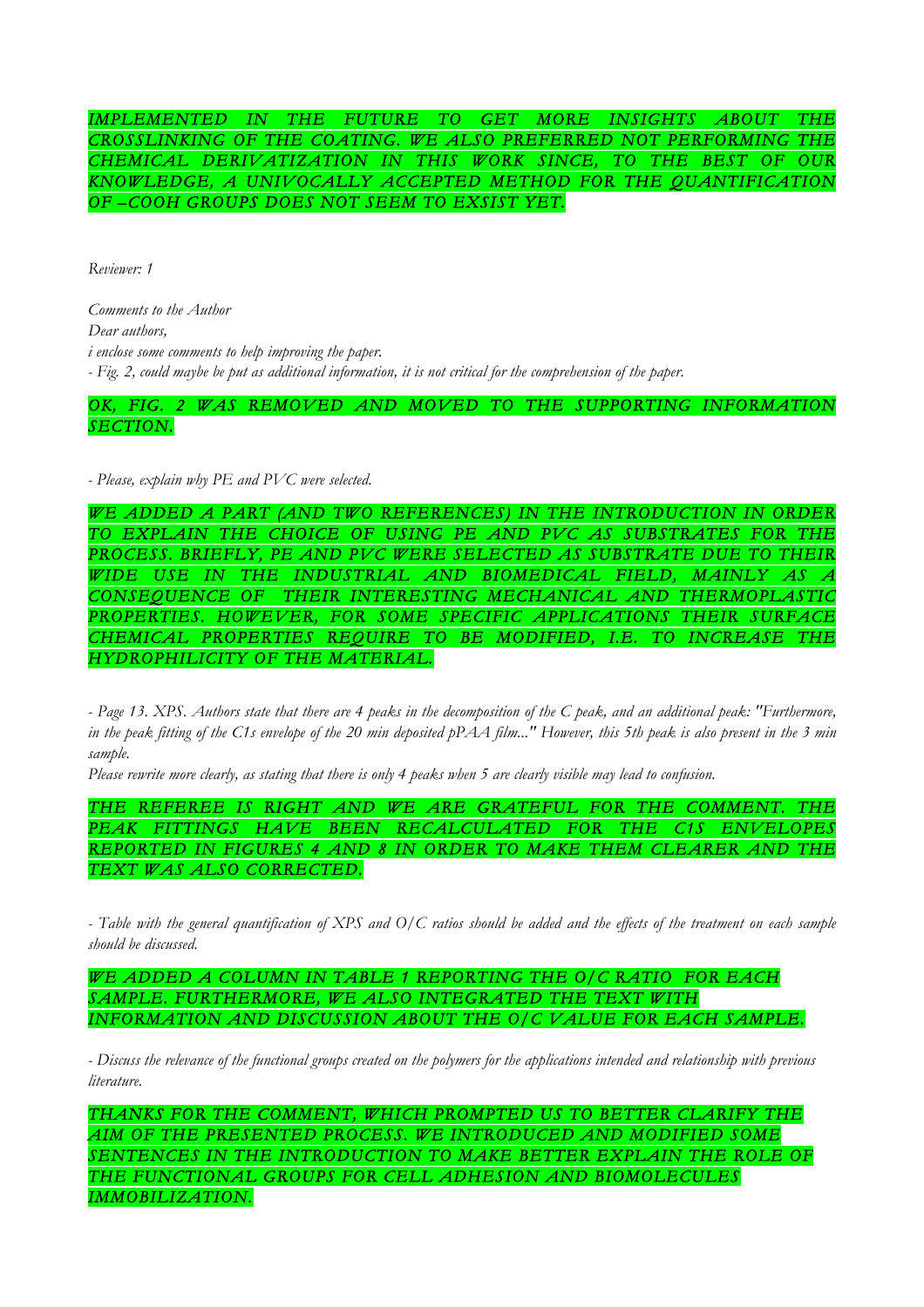***IMPLEMENTED IN THE FUTURE TO GET MORE INSIGHTS ABOUT THE CROSSLINKING OF THE COATING. WE ALSO PREFERRED NOT PERFORMING THE CHEMICAL DERIVATIZATION IN THIS WORK SINCE, TO THE BEST OF OUR KNOWLEDGE, A UNIVOCALLY ACCEPTED METHOD FOR THE QUANTIFICATION OF –COOH GROUPS DOES NOT SEEM TO EXSIST YET.***

*Reviewer: 1*

*Comments to the Author*
*Dear authors,*
*i enclose some comments to help improving the paper.*
*- Fig. 2, could maybe be put as additional information, it is not critical for the comprehension of the paper.*

***OK, FIG. 2 WAS REMOVED AND MOVED TO THE SUPPORTING INFORMATION SECTION.***

*- Please, explain why PE and PVC were selected.*

***WE ADDED A PART (AND TWO REFERENCES) IN THE INTRODUCTION IN ORDER TO EXPLAIN THE CHOICE OF USING PE AND PVC AS SUBSTRATES FOR THE PROCESS. BRIEFLY, PE AND PVC WERE SELECTED AS SUBSTRATE DUE TO THEIR WIDE USE IN THE INDUSTRIAL AND BIOMEDICAL FIELD, MAINLY AS A CONSEQUENCE OF THEIR INTERESTING MECHANICAL AND THERMOPLASTIC PROPERTIES. HOWEVER, FOR SOME SPECIFIC APPLICATIONS THEIR SURFACE CHEMICAL PROPERTIES REQUIRE TO BE MODIFIED, I.E. TO INCREASE THE HYDROPHILICITY OF THE MATERIAL.***

*- Page 13. XPS. Authors state that there are 4 peaks in the decomposition of the C peak, and an additional peak: "Furthermore, in the peak fitting of the C1s envelope of the 20 min deposited pPAA film..." However, this 5th peak is also present in the 3 min sample.*
*Please rewrite more clearly, as stating that there is only 4 peaks when 5 are clearly visible may lead to confusion.*

***THE REFEREE IS RIGHT AND WE ARE GRATEFUL FOR THE COMMENT. THE PEAK FITTINGS HAVE BEEN RECALCULATED FOR THE C1S ENVELOPES REPORTED IN FIGURES 4 AND 8 IN ORDER TO MAKE THEM CLEARER AND THE TEXT WAS ALSO CORRECTED.***

*- Table with the general quantification of XPS and O/C ratios should be added and the effects of the treatment on each sample should be discussed.*

***WE ADDED A COLUMN IN TABLE 1 REPORTING THE O/C RATIO FOR EACH SAMPLE. FURTHERMORE, WE ALSO INTEGRATED THE TEXT WITH INFORMATION AND DISCUSSION ABOUT THE O/C VALUE FOR EACH SAMPLE.***

*- Discuss the relevance of the functional groups created on the polymers for the applications intended and relationship with previous literature.*

***THANKS FOR THE COMMENT, WHICH PROMPTED US TO BETTER CLARIFY THE AIM OF THE PRESENTED PROCESS. WE INTRODUCED AND MODIFIED SOME SENTENCES IN THE INTRODUCTION TO MAKE BETTER EXPLAIN THE ROLE OF THE FUNCTIONAL GROUPS FOR CELL ADHESION AND BIOMOLECULES IMMOBILIZATION.***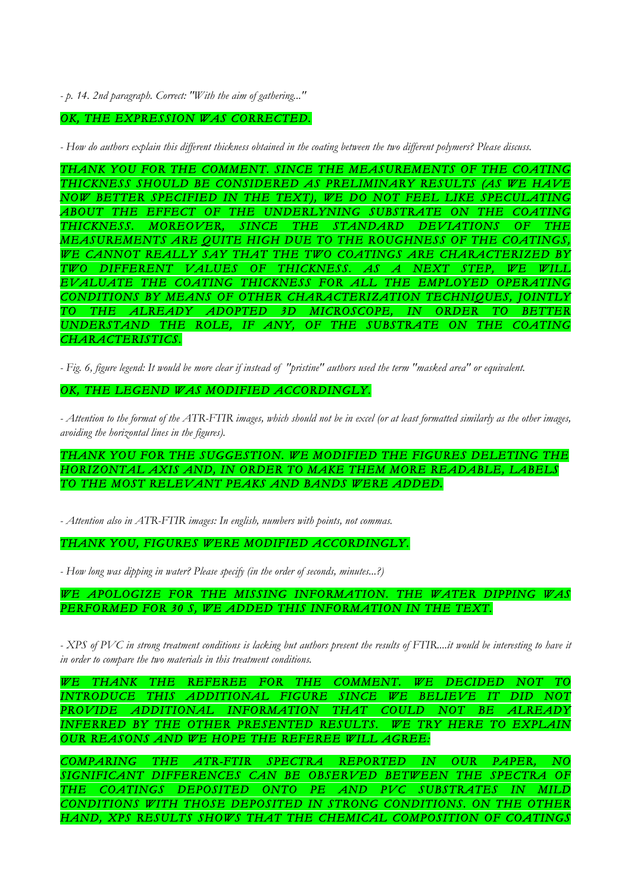*- p. 14. 2nd paragraph. Correct: "With the aim of gathering..."*

OK, THE EXPRESSION WAS CORRECTED.

*- How do authors explain this different thickness obtained in the coating between the two different polymers? Please discuss.*

THANK YOU FOR THE COMMENT. SINCE THE MEASUREMENTS OF THE COATING THICKNESS SHOULD BE CONSIDERED AS PRELIMINARY RESULTS (AS WE HAVE NOW BETTER SPECIFIED IN THE TEXT), WE DO NOT FEEL LIKE SPECULATING ABOUT THE EFFECT OF THE UNDERLYNING SUBSTRATE ON THE COATING THICKNESS. MOREOVER, SINCE THE STANDARD DEVIATIONS OF THE MEASUREMENTS ARE QUITE HIGH DUE TO THE ROUGHNESS OF THE COATINGS, WE CANNOT REALLY SAY THAT THE TWO COATINGS ARE CHARACTERIZED BY TWO DIFFERENT VALUES OF THICKNESS. AS A NEXT STEP, WE WILL EVALUATE THE COATING THICKNESS FOR ALL THE EMPLOYED OPERATING CONDITIONS BY MEANS OF OTHER CHARACTERIZATION TECHNIQUES, JOINTLY TO THE ALREADY ADOPTED 3D MICROSCOPE, IN ORDER TO BETTER UNDERSTAND THE ROLE, IF ANY, OF THE SUBSTRATE ON THE COATING CHARACTERISTICS.

*- Fig. 6, figure legend: It would be more clear if instead of "pristine" authors used the term "masked area" or equivalent.*

OK, THE LEGEND WAS MODIFIED ACCORDINGLY.

*- Attention to the format of the ATR-FTIR images, which should not be in excel (or at least formatted similarly as the other images, avoiding the horizontal lines in the figures).*

THANK YOU FOR THE SUGGESTION. WE MODIFIED THE FIGURES DELETING THE HORIZONTAL AXIS AND, IN ORDER TO MAKE THEM MORE READABLE, LABELS TO THE MOST RELEVANT PEAKS AND BANDS WERE ADDED.

*- Attention also in ATR-FTIR images: In english, numbers with points, not commas.*

THANK YOU, FIGURES WERE MODIFIED ACCORDINGLY.

*- How long was dipping in water? Please specify (in the order of seconds, minutes...?)*

WE APOLOGIZE FOR THE MISSING INFORMATION. THE WATER DIPPING WAS PERFORMED FOR 30 S, WE ADDED THIS INFORMATION IN THE TEXT.

*- XPS of PVC in strong treatment conditions is lacking but authors present the results of FTIR....it would be interesting to have it in order to compare the two materials in this treatment conditions.*

WE THANK THE REFEREE FOR THE COMMENT. WE DECIDED NOT TO INTRODUCE THIS ADDITIONAL FIGURE SINCE WE BELIEVE IT DID NOT PROVIDE ADDITIONAL INFORMATION THAT COULD NOT BE ALREADY INFERRED BY THE OTHER PRESENTED RESULTS. WE TRY HERE TO EXPLAIN OUR REASONS AND WE HOPE THE REFEREE WILL AGREE:

COMPARING THE ATR-FTIR SPECTRA REPORTED IN OUR PAPER, NO SIGNIFICANT DIFFERENCES CAN BE OBSERVED BETWEEN THE SPECTRA OF THE COATINGS DEPOSITED ONTO PE AND PVC SUBSTRATES IN MILD CONDITIONS WITH THOSE DEPOSITED IN STRONG CONDITIONS. ON THE OTHER HAND, XPS RESULTS SHOWS THAT THE CHEMICAL COMPOSITION OF COATINGS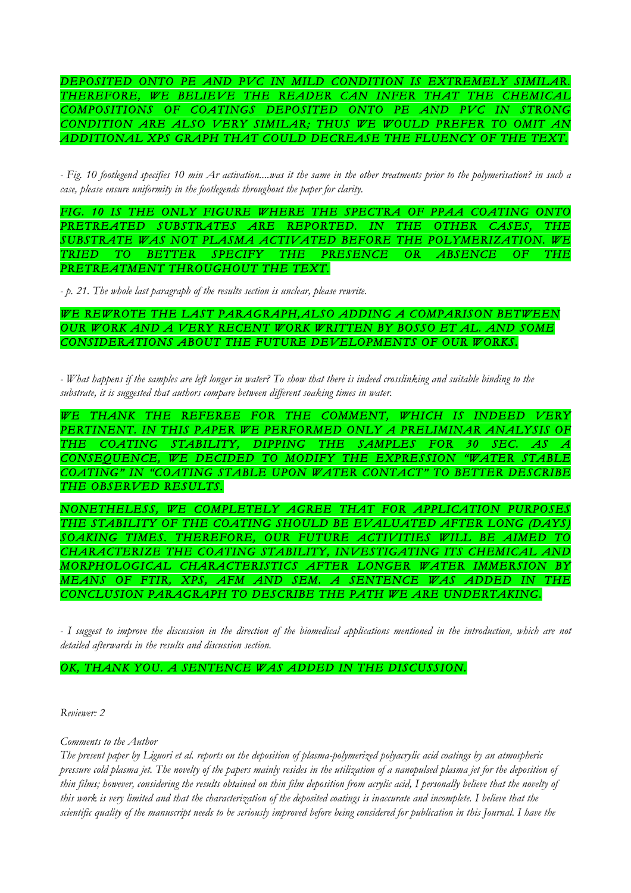DEPOSITED ONTO PE AND PVC IN MILD CONDITION IS EXTREMELY SIMILAR. THEREFORE, WE BELIEVE THE READER CAN INFER THAT THE CHEMICAL COMPOSITIONS OF COATINGS DEPOSITED ONTO PE AND PVC IN STRONG CONDITION ARE ALSO VERY SIMILAR; THUS WE WOULD PREFER TO OMIT AN ADDITIONAL XPS GRAPH THAT COULD DECREASE THE FLUENCY OF THE TEXT.

*- Fig. 10 footlegend specifies 10 min Ar activation....was it the same in the other treatments prior to the polymerisation? in such a case, please ensure uniformity in the footlegends throughout the paper for clarity.*

FIG. 10 IS THE ONLY FIGURE WHERE THE SPECTRA OF PPAA COATING ONTO PRETREATED SUBSTRATES ARE REPORTED. IN THE OTHER CASES, THE SUBSTRATE WAS NOT PLASMA ACTIVATED BEFORE THE POLYMERIZATION. WE TRIED TO BETTER SPECIFY THE PRESENCE OR ABSENCE OF THE PRETREATMENT THROUGHOUT THE TEXT.

*- p. 21. The whole last paragraph of the results section is unclear, please rewrite.*

WE REWROTE THE LAST PARAGRAPH,ALSO ADDING A COMPARISON BETWEEN OUR WORK AND A VERY RECENT WORK WRITTEN BY BOSSO ET AL. AND SOME CONSIDERATIONS ABOUT THE FUTURE DEVELOPMENTS OF OUR WORKS.

*- What happens if the samples are left longer in water? To show that there is indeed crosslinking and suitable binding to the substrate, it is suggested that authors compare between different soaking times in water.*

WE THANK THE REFEREE FOR THE COMMENT, WHICH IS INDEED VERY PERTINENT. IN THIS PAPER WE PERFORMED ONLY A PRELIMINAR ANALYSIS OF THE COATING STABILITY, DIPPING THE SAMPLES FOR 30 SEC. AS A CONSEQUENCE, WE DECIDED TO MODIFY THE EXPRESSION "WATER STABLE COATING" IN "COATING STABLE UPON WATER CONTACT" TO BETTER DESCRIBE THE OBSERVED RESULTS.

NONETHELESS, WE COMPLETELY AGREE THAT FOR APPLICATION PURPOSES THE STABILITY OF THE COATING SHOULD BE EVALUATED AFTER LONG (DAYS) SOAKING TIMES. THEREFORE, OUR FUTURE ACTIVITIES WILL BE AIMED TO CHARACTERIZE THE COATING STABILITY, INVESTIGATING ITS CHEMICAL AND MORPHOLOGICAL CHARACTERISTICS AFTER LONGER WATER IMMERSION BY MEANS OF FTIR, XPS, AFM AND SEM. A SENTENCE WAS ADDED IN THE CONCLUSION PARAGRAPH TO DESCRIBE THE PATH WE ARE UNDERTAKING.

*- I suggest to improve the discussion in the direction of the biomedical applications mentioned in the introduction, which are not detailed afterwards in the results and discussion section.*

OK, THANK YOU. A SENTENCE WAS ADDED IN THE DISCUSSION.

*Reviewer: 2*

*Comments to the Author*

*The present paper by Liguori et al. reports on the deposition of plasma-polymerized polyacrylic acid coatings by an atmospheric pressure cold plasma jet. The novelty of the papers mainly resides in the utilization of a nanopulsed plasma jet for the deposition of thin films; however, considering the results obtained on thin film deposition from acrylic acid, I personally believe that the novelty of this work is very limited and that the characterization of the deposited coatings is inaccurate and incomplete. I believe that the scientific quality of the manuscript needs to be seriously improved before being considered for publication in this Journal. I have the*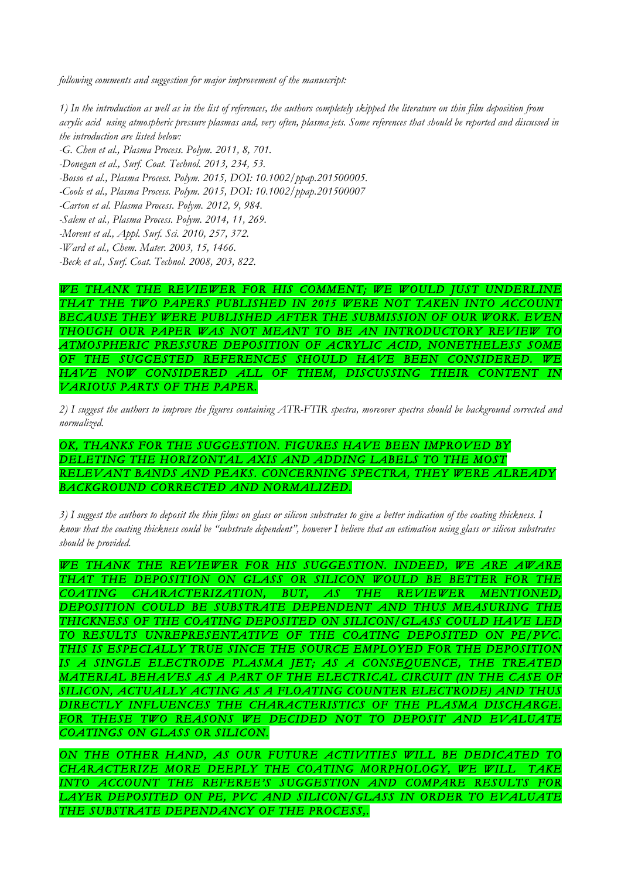*following comments and suggestion for major improvement of the manuscript:*

*1) In the introduction as well as in the list of references, the authors completely skipped the literature on thin film deposition from acrylic acid using atmospheric pressure plasmas and, very often, plasma jets. Some references that should be reported and discussed in the introduction are listed below:*

*-G. Chen et al., Plasma Process. Polym. 2011, 8, 701.*

*-Donegan et al., Surf. Coat. Technol. 2013, 234, 53.*

*-Bosso et al., Plasma Process. Polym. 2015, DOI: 10.1002/ppap.201500005.*

*-Cools et al., Plasma Process. Polym. 2015, DOI: 10.1002/ppap.201500007*

*-Carton et al. Plasma Process. Polym. 2012, 9, 984.*

*-Salem et al., Plasma Process. Polym. 2014, 11, 269.*

*-Morent et al., Appl. Surf. Sci. 2010, 257, 372.*

*-Ward et al., Chem. Mater. 2003, 15, 1466.*

*-Beck et al., Surf. Coat. Technol. 2008, 203, 822.*

*WE THANK THE REVIEWER FOR HIS COMMENT; WE WOULD JUST UNDERLINE THAT THE TWO PAPERS PUBLISHED IN 2015 WERE NOT TAKEN INTO ACCOUNT BECAUSE THEY WERE PUBLISHED AFTER THE SUBMISSION OF OUR WORK. EVEN THOUGH OUR PAPER WAS NOT MEANT TO BE AN INTRODUCTORY REVIEW TO ATMOSPHERIC PRESSURE DEPOSITION OF ACRYLIC ACID, NONETHELESS SOME OF THE SUGGESTED REFERENCES SHOULD HAVE BEEN CONSIDERED. WE HAVE NOW CONSIDERED ALL OF THEM, DISCUSSING THEIR CONTENT IN VARIOUS PARTS OF THE PAPER.*

*2) I suggest the authors to improve the figures containing ATR-FTIR spectra, moreover spectra should be background corrected and normalized.*

*OK, THANKS FOR THE SUGGESTION. FIGURES HAVE BEEN IMPROVED BY DELETING THE HORIZONTAL AXIS AND ADDING LABELS TO THE MOST RELEVANT BANDS AND PEAKS. CONCERNING SPECTRA, THEY WERE ALREADY BACKGROUND CORRECTED AND NORMALIZED.*

*3) I suggest the authors to deposit the thin films on glass or silicon substrates to give a better indication of the coating thickness. I know that the coating thickness could be "substrate dependent", however I believe that an estimation using glass or silicon substrates should be provided.*

*WE THANK THE REVIEWER FOR HIS SUGGESTION. INDEED, WE ARE AWARE THAT THE DEPOSITION ON GLASS OR SILICON WOULD BE BETTER FOR THE COATING CHARACTERIZATION, BUT, AS THE REVIEWER MENTIONED, DEPOSITION COULD BE SUBSTRATE DEPENDENT AND THUS MEASURING THE THICKNESS OF THE COATING DEPOSITED ON SILICON/GLASS COULD HAVE LED TO RESULTS UNREPRESENTATIVE OF THE COATING DEPOSITED ON PE/PVC. THIS IS ESPECIALLY TRUE SINCE THE SOURCE EMPLOYED FOR THE DEPOSITION IS A SINGLE ELECTRODE PLASMA JET; AS A CONSEQUENCE, THE TREATED MATERIAL BEHAVES AS A PART OF THE ELECTRICAL CIRCUIT (IN THE CASE OF SILICON, ACTUALLY ACTING AS A FLOATING COUNTER ELECTRODE) AND THUS DIRECTLY INFLUENCES THE CHARACTERISTICS OF THE PLASMA DISCHARGE. FOR THESE TWO REASONS WE DECIDED NOT TO DEPOSIT AND EVALUATE COATINGS ON GLASS OR SILICON.*

*ON THE OTHER HAND, AS OUR FUTURE ACTIVITIES WILL BE DEDICATED TO CHARACTERIZE MORE DEEPLY THE COATING MORPHOLOGY, WE WILL TAKE INTO ACCOUNT THE REFEREE'S SUGGESTION AND COMPARE RESULTS FOR LAYER DEPOSITED ON PE, PVC AND SILICON/GLASS IN ORDER TO EVALUATE THE SUBSTRATE DEPENDANCY OF THE PROCESS,.*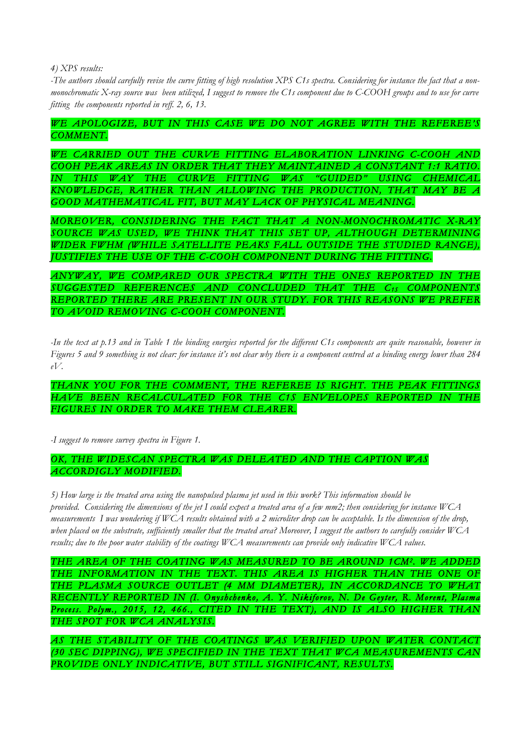*4) XPS results:*

*-The authors should carefully revise the curve fitting of high resolution XPS C1s spectra. Considering for instance the fact that a non-monochromatic X-ray source was been utilized, I suggest to remove the C1s component due to C-COOH groups and to use for curve fitting the components reported in reff. 2, 6, 13.*

*WE APOLOGIZE, BUT IN THIS CASE WE DO NOT AGREE WITH THE REFEREE'S COMMENT.*

*WE CARRIED OUT THE CURVE FITTING ELABORATION LINKING C-COOH AND COOH PEAK AREAS IN ORDER THAT THEY MAINTAINED A CONSTANT 1:1 RATIO. IN THIS WAY THE CURVE FITTING WAS "GUIDED" USING CHEMICAL KNOWLEDGE, RATHER THAN ALLOWING THE PRODUCTION, THAT MAY BE A GOOD MATHEMATICAL FIT, BUT MAY LACK OF PHYSICAL MEANING.*

*MOREOVER, CONSIDERING THE FACT THAT A NON-MONOCHROMATIC X-RAY SOURCE WAS USED, WE THINK THAT THIS SET UP, ALTHOUGH DETERMINING WIDER FWHM (WHILE SATELLITE PEAKS FALL OUTSIDE THE STUDIED RANGE), JUSTIFIES THE USE OF THE C-COOH COMPONENT DURING THE FITTING.*

*ANYWAY, WE COMPARED OUR SPECTRA WITH THE ONES REPORTED IN THE SUGGESTED REFERENCES AND CONCLUDED THAT THE $C_{1S}$ COMPONENTS REPORTED THERE ARE PRESENT IN OUR STUDY. FOR THIS REASONS WE PREFER TO AVOID REMOVING C-COOH COMPONENT.*

*-In the text at p.13 and in Table 1 the binding energies reported for the different C1s components are quite reasonable, however in Figures 5 and 9 something is not clear: for instance it's not clear why there is a component centred at a binding energy lower than 284 eV.*

*THANK YOU FOR THE COMMENT, THE REFEREE IS RIGHT. THE PEAK FITTINGS HAVE BEEN RECALCULATED FOR THE C1S ENVELOPES REPORTED IN THE FIGURES IN ORDER TO MAKE THEM CLEARER.*

*-I suggest to remove survey spectra in Figure 1.*

*OK, THE WIDESCAN SPECTRA WAS DELEATED AND THE CAPTION WAS ACCORDIGLY MODIFIED.*

*5) How large is the treated area using the nanopulsed plasma jet used in this work? This information should be provided. Considering the dimensions of the jet I could expect a treated area of a few mm2; then considering for instance WCA measurements I was wondering if WCA results obtained with a 2 microliter drop can be acceptable. Is the dimension of the drop, when placed on the substrate, sufficiently smaller that the treated area? Moreover, I suggest the authors to carefully consider WCA results; due to the poor water stability of the coatings WCA measurements can provide only indicative WCA values.*

*THE AREA OF THE COATING WAS MEASURED TO BE AROUND 1CM². WE ADDED THE INFORMATION IN THE TEXT. THIS AREA IS HIGHER THAN THE ONE OF THE PLASMA SOURCE OUTLET (4 MM DIAMETER), IN ACCORDANCE TO WHAT RECENTLY REPORTED IN (I. **Onyshchenko, A. Y. Nikiforov, N. De Geyter, R. Morent, Plasma Process. Polym.**, 2015, 12, 466., CITED IN THE TEXT), AND IS ALSO HIGHER THAN THE SPOT FOR WCA ANALYSIS.*

*AS THE STABILITY OF THE COATINGS WAS VERIFIED UPON WATER CONTACT (30 SEC DIPPING), WE SPECIFIED IN THE TEXT THAT WCA MEASUREMENTS CAN PROVIDE ONLY INDICATIVE, BUT STILL SIGNIFICANT, RESULTS.*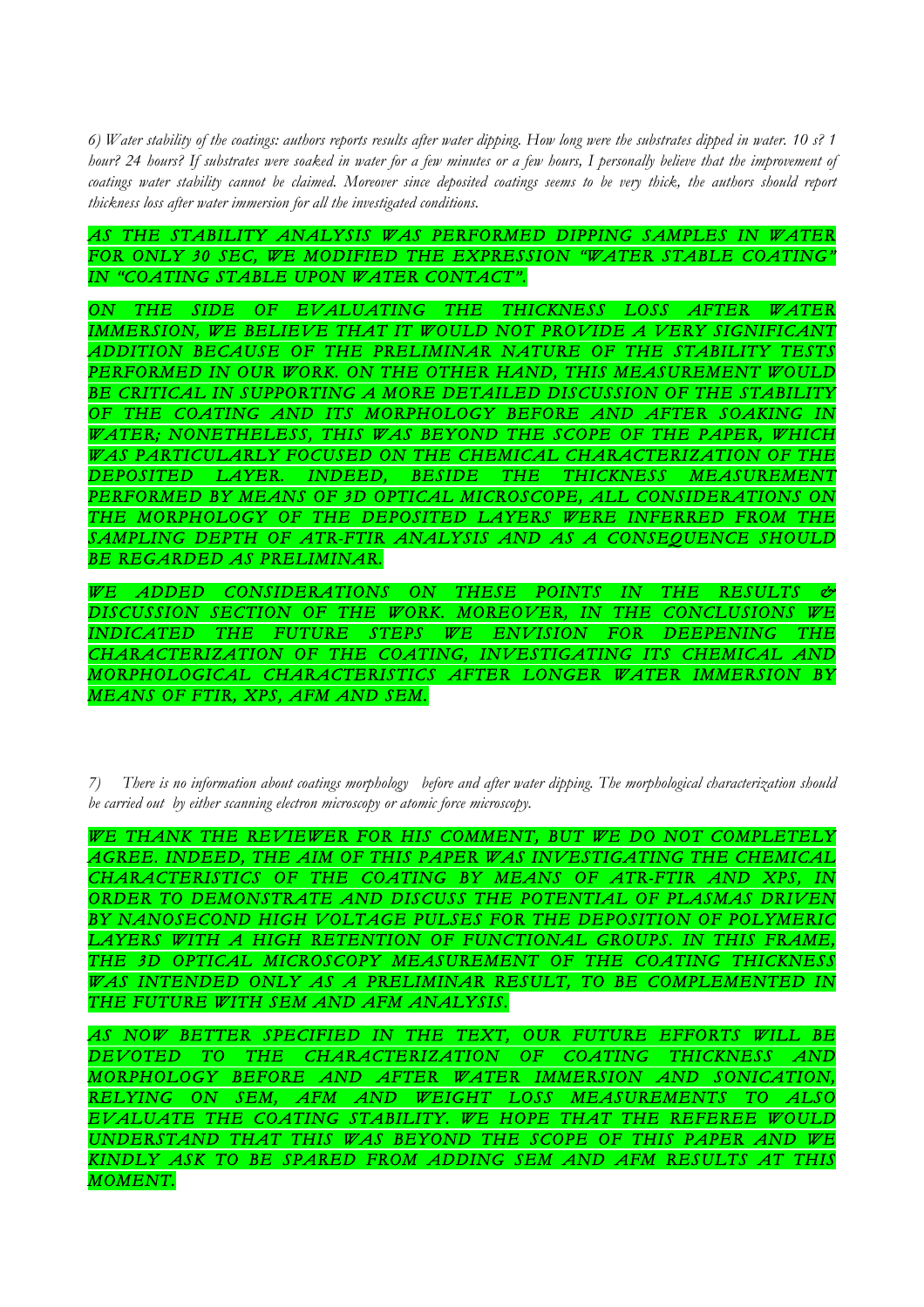*6) Water stability of the coatings: authors reports results after water dipping. How long were the substrates dipped in water. 10 s? 1 hour? 24 hours? If substrates were soaked in water for a few minutes or a few hours, I personally believe that the improvement of coatings water stability cannot be claimed. Moreover since deposited coatings seems to be very thick, the authors should report thickness loss after water immersion for all the investigated conditions.*

*AS THE STABILITY ANALYSIS WAS PERFORMED DIPPING SAMPLES IN WATER FOR ONLY 30 SEC, WE MODIFIED THE EXPRESSION "WATER STABLE COATING" IN "COATING STABLE UPON WATER CONTACT".*

*ON THE SIDE OF EVALUATING THE THICKNESS LOSS AFTER WATER IMMERSION, WE BELIEVE THAT IT WOULD NOT PROVIDE A VERY SIGNIFICANT ADDITION BECAUSE OF THE PRELIMINAR NATURE OF THE STABILITY TESTS PERFORMED IN OUR WORK. ON THE OTHER HAND, THIS MEASUREMENT WOULD BE CRITICAL IN SUPPORTING A MORE DETAILED DISCUSSION OF THE STABILITY OF THE COATING AND ITS MORPHOLOGY BEFORE AND AFTER SOAKING IN WATER; NONETHELESS, THIS WAS BEYOND THE SCOPE OF THE PAPER, WHICH WAS PARTICULARLY FOCUSED ON THE CHEMICAL CHARACTERIZATION OF THE DEPOSITED LAYER. INDEED, BESIDE THE THICKNESS MEASUREMENT PERFORMED BY MEANS OF 3D OPTICAL MICROSCOPE, ALL CONSIDERATIONS ON THE MORPHOLOGY OF THE DEPOSITED LAYERS WERE INFERRED FROM THE SAMPLING DEPTH OF ATR-FTIR ANALYSIS AND AS A CONSEQUENCE SHOULD BE REGARDED AS PRELIMINAR.*

*WE ADDED CONSIDERATIONS ON THESE POINTS IN THE RESULTS & DISCUSSION SECTION OF THE WORK. MOREOVER, IN THE CONCLUSIONS WE INDICATED THE FUTURE STEPS WE ENVISION FOR DEEPENING THE CHARACTERIZATION OF THE COATING, INVESTIGATING ITS CHEMICAL AND MORPHOLOGICAL CHARACTERISTICS AFTER LONGER WATER IMMERSION BY MEANS OF FTIR, XPS, AFM AND SEM.*

*7) There is no information about coatings morphology before and after water dipping. The morphological characterization should be carried out by either scanning electron microscopy or atomic force microscopy.*

*WE THANK THE REVIEWER FOR HIS COMMENT, BUT WE DO NOT COMPLETELY AGREE. INDEED, THE AIM OF THIS PAPER WAS INVESTIGATING THE CHEMICAL CHARACTERISTICS OF THE COATING BY MEANS OF ATR-FTIR AND XPS, IN ORDER TO DEMONSTRATE AND DISCUSS THE POTENTIAL OF PLASMAS DRIVEN BY NANOSECOND HIGH VOLTAGE PULSES FOR THE DEPOSITION OF POLYMERIC LAYERS WITH A HIGH RETENTION OF FUNCTIONAL GROUPS. IN THIS FRAME, THE 3D OPTICAL MICROSCOPY MEASUREMENT OF THE COATING THICKNESS WAS INTENDED ONLY AS A PRELIMINAR RESULT, TO BE COMPLEMENTED IN THE FUTURE WITH SEM AND AFM ANALYSIS.*

*AS NOW BETTER SPECIFIED IN THE TEXT, OUR FUTURE EFFORTS WILL BE DEVOTED TO CHARACTERIZATION OF COATING THICKNESS AND MORPHOLOGY BEFORE AND AFTER WATER IMMERSION AND SONICATION, RELYING ON SEM, AFM AND WEIGHT LOSS MEASUREMENTS TO ALSO EVALUATE THE COATING STABILITY. WE HOPE THAT THE REFEREE WOULD UNDERSTAND THAT THIS WAS BEYOND THE SCOPE OF THIS PAPER AND WE KINDLY ASK TO BE SPARED FROM ADDING SEM AND AFM RESULTS AT THIS MOMENT.*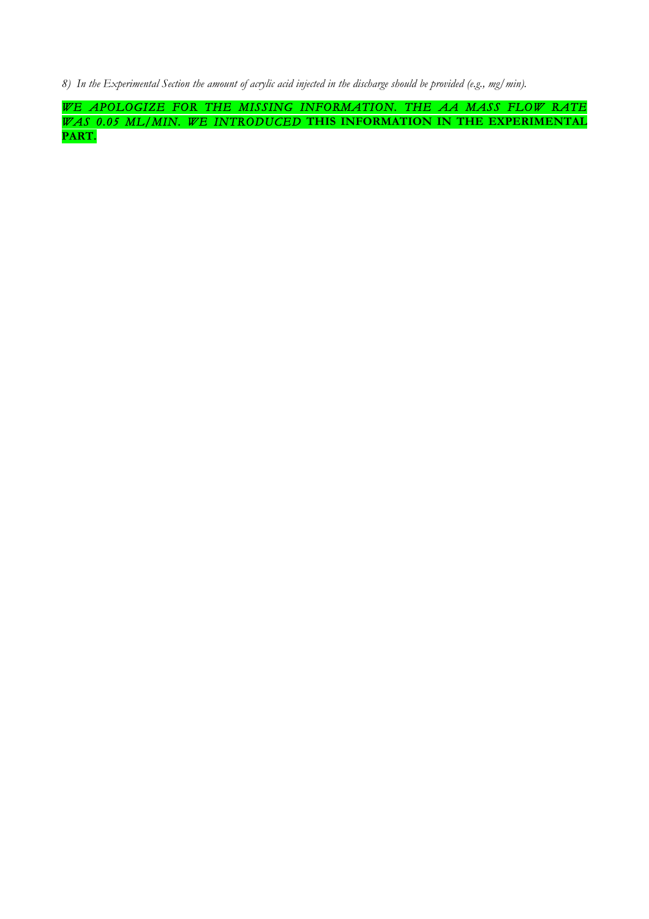*8) In the Experimental Section the amount of acrylic acid injected in the discharge should be provided (e.g., mg/min).*

*WE APOLOGIZE FOR THE MISSING INFORMATION. THE AA MASS FLOW RATE WAS 0.05 ML/MIN. WE INTRODUCED* **THIS INFORMATION IN THE EXPERIMENTAL PART.**